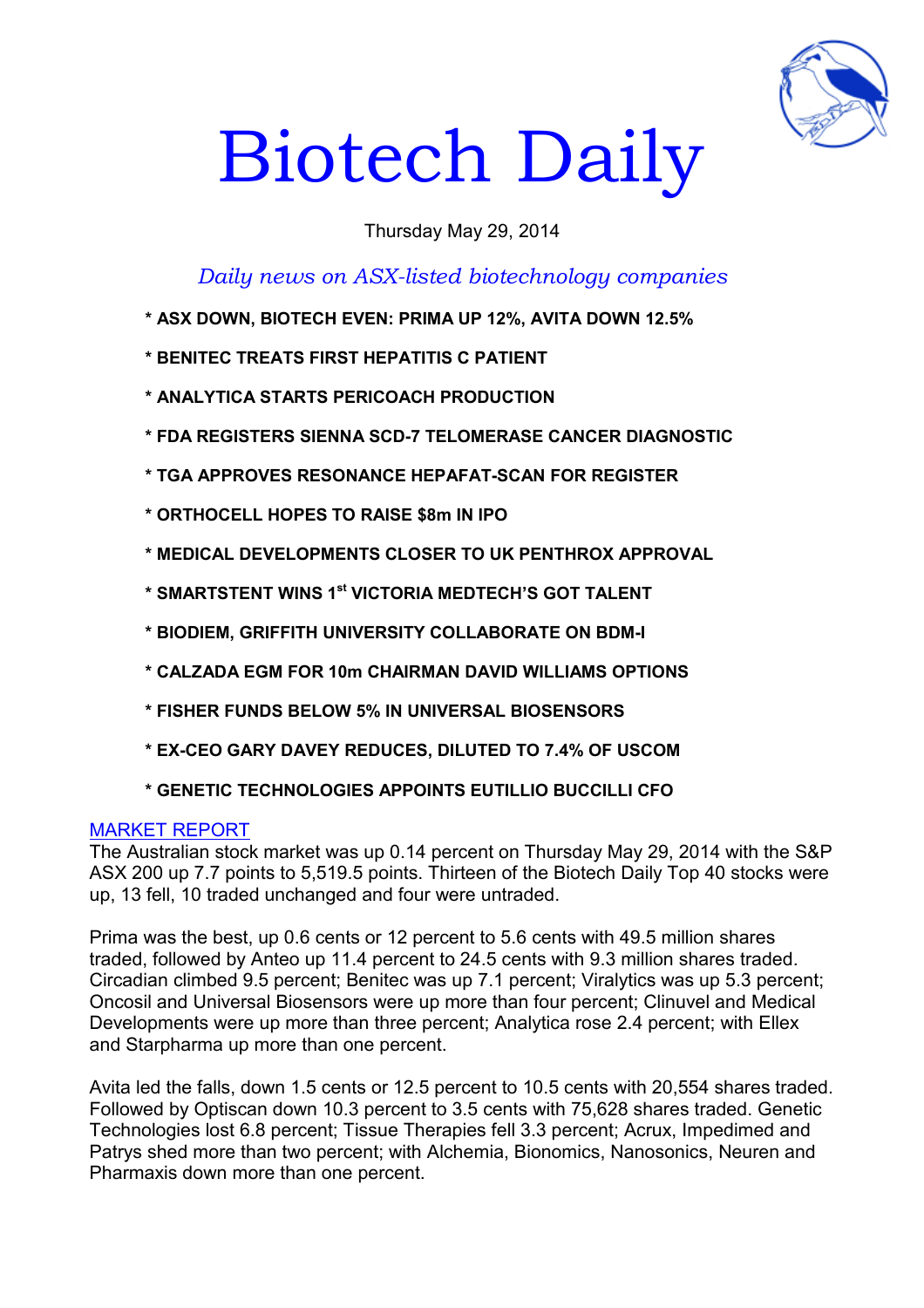# Biotech Daily

Thursday May 29, 2014

*Daily news on ASX-listed biotechnology companies*

**\* ASX DOWN, BIOTECH EVEN: PRIMA UP 12%, AVITA DOWN 12.5%**

**\* BENITEC TREATS FIRST HEPATITIS C PATIENT**

**\* ANALYTICA STARTS PERICOACH PRODUCTION**

**\* FDA REGISTERS SIENNA SCD-7 TELOMERASE CANCER DIAGNOSTIC**

**\* TGA APPROVES RESONANCE HEPAFAT-SCAN FOR REGISTER**

**\* ORTHOCELL HOPES TO RAISE $8m IN IPO**

**\* MEDICAL DEVELOPMENTS CLOSER TO UK PENTHROX APPROVAL**

**\* SMARTSTENT WINS 1st VICTORIA MEDTECH'S GOT TALENT**

**\* BIODIEM, GRIFFITH UNIVERSITY COLLABORATE ON BDM-I**

**\* CALZADA EGM FOR 10m CHAIRMAN DAVID WILLIAMS OPTIONS**

**\* FISHER FUNDS BELOW 5% IN UNIVERSAL BIOSENSORS**

**\* EX-CEO GARY DAVEY REDUCES, DILUTED TO 7.4% OF USCOM**

**\* GENETIC TECHNOLOGIES APPOINTS EUTILLIO BUCCILLI CFO**

## MARKET REPORT

The Australian stock market was up 0.14 percent on Thursday May 29, 2014 with the S&P ASX 200 up 7.7 points to 5,519.5 points. Thirteen of the Biotech Daily Top 40 stocks were up, 13 fell, 10 traded unchanged and four were untraded.

Prima was the best, up 0.6 cents or 12 percent to 5.6 cents with 49.5 million shares traded, followed by Anteo up 11.4 percent to 24.5 cents with 9.3 million shares traded. Circadian climbed 9.5 percent; Benitec was up 7.1 percent; Viralytics was up 5.3 percent; Oncosil and Universal Biosensors were up more than four percent; Clinuvel and Medical Developments were up more than three percent; Analytica rose 2.4 percent; with Ellex and Starpharma up more than one percent.

Avita led the falls, down 1.5 cents or 12.5 percent to 10.5 cents with 20,554 shares traded. Followed by Optiscan down 10.3 percent to 3.5 cents with 75,628 shares traded. Genetic Technologies lost 6.8 percent; Tissue Therapies fell 3.3 percent; Acrux, Impedimed and Patrys shed more than two percent; with Alchemia, Bionomics, Nanosonics, Neuren and Pharmaxis down more than one percent.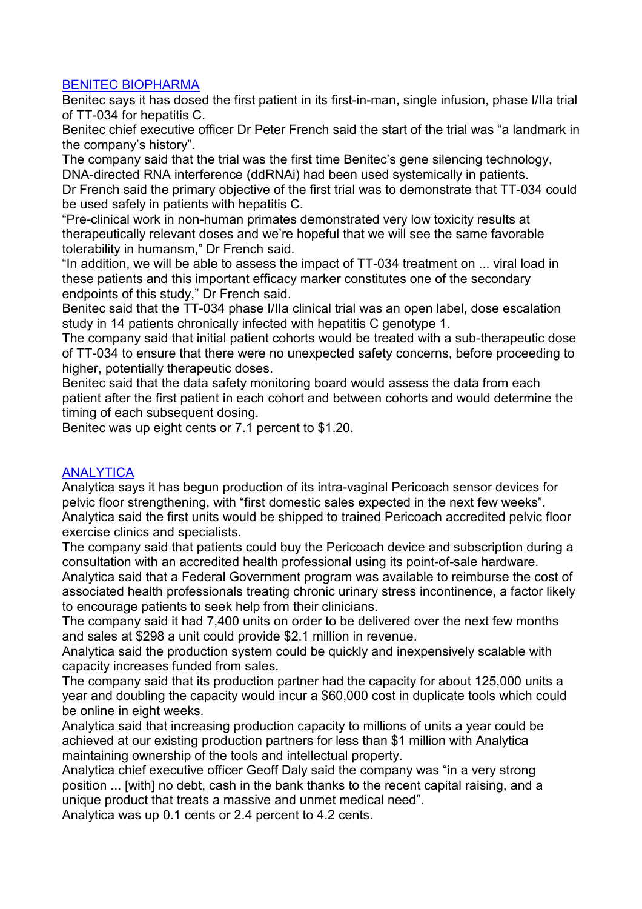## BENITEC BIOPHARMA

Benitec says it has dosed the first patient in its first-in-man, single infusion, phase I/IIa trial of TT-034 for hepatitis C.

Benitec chief executive officer Dr Peter French said the start of the trial was "a landmark in the company's history".

The company said that the trial was the first time Benitec's gene silencing technology, DNA-directed RNA interference (ddRNAi) had been used systemically in patients.

Dr French said the primary objective of the first trial was to demonstrate that TT-034 could be used safely in patients with hepatitis C.

"Pre-clinical work in non-human primates demonstrated very low toxicity results at therapeutically relevant doses and we're hopeful that we will see the same favorable tolerability in humansm," Dr French said.

"In addition, we will be able to assess the impact of TT-034 treatment on ... viral load in these patients and this important efficacy marker constitutes one of the secondary endpoints of this study," Dr French said.

Benitec said that the TT-034 phase I/IIa clinical trial was an open label, dose escalation study in 14 patients chronically infected with hepatitis C genotype 1.

The company said that initial patient cohorts would be treated with a sub-therapeutic dose of TT-034 to ensure that there were no unexpected safety concerns, before proceeding to higher, potentially therapeutic doses.

Benitec said that the data safety monitoring board would assess the data from each patient after the first patient in each cohort and between cohorts and would determine the timing of each subsequent dosing.

Benitec was up eight cents or 7.1 percent to $1.20.

## ANALYTICA

Analytica says it has begun production of its intra-vaginal Pericoach sensor devices for pelvic floor strengthening, with "first domestic sales expected in the next few weeks".

Analytica said the first units would be shipped to trained Pericoach accredited pelvic floor exercise clinics and specialists.

The company said that patients could buy the Pericoach device and subscription during a consultation with an accredited health professional using its point-of-sale hardware.

Analytica said that a Federal Government program was available to reimburse the cost of associated health professionals treating chronic urinary stress incontinence, a factor likely to encourage patients to seek help from their clinicians.

The company said it had 7,400 units on order to be delivered over the next few months and sales at $298 a unit could provide $2.1 million in revenue.

Analytica said the production system could be quickly and inexpensively scalable with capacity increases funded from sales.

The company said that its production partner had the capacity for about 125,000 units a year and doubling the capacity would incur a $60,000 cost in duplicate tools which could be online in eight weeks.

Analytica said that increasing production capacity to millions of units a year could be achieved at our existing production partners for less than $1 million with Analytica maintaining ownership of the tools and intellectual property.

Analytica chief executive officer Geoff Daly said the company was "in a very strong position ... [with] no debt, cash in the bank thanks to the recent capital raising, and a unique product that treats a massive and unmet medical need".

Analytica was up 0.1 cents or 2.4 percent to 4.2 cents.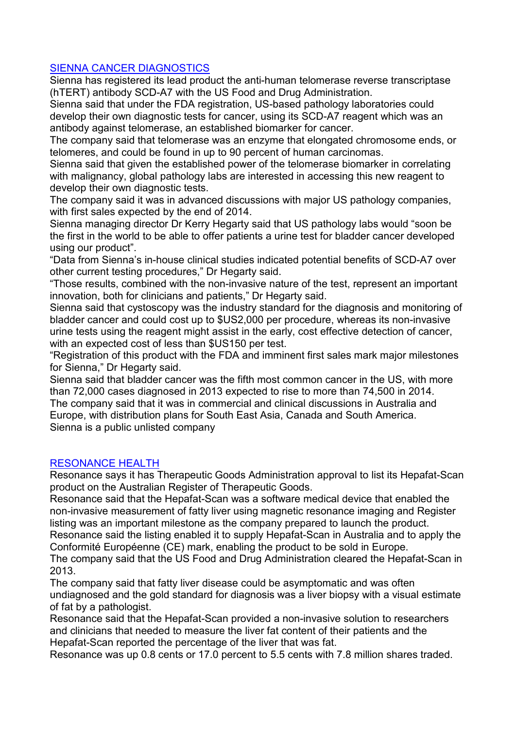## SIENNA CANCER DIAGNOSTICS

Sienna has registered its lead product the anti-human telomerase reverse transcriptase (hTERT) antibody SCD-A7 with the US Food and Drug Administration.

Sienna said that under the FDA registration, US-based pathology laboratories could develop their own diagnostic tests for cancer, using its SCD-A7 reagent which was an antibody against telomerase, an established biomarker for cancer.

The company said that telomerase was an enzyme that elongated chromosome ends, or telomeres, and could be found in up to 90 percent of human carcinomas.

Sienna said that given the established power of the telomerase biomarker in correlating with malignancy, global pathology labs are interested in accessing this new reagent to develop their own diagnostic tests.

The company said it was in advanced discussions with major US pathology companies, with first sales expected by the end of 2014.

Sienna managing director Dr Kerry Hegarty said that US pathology labs would "soon be the first in the world to be able to offer patients a urine test for bladder cancer developed using our product".

"Data from Sienna's in-house clinical studies indicated potential benefits of SCD-A7 over other current testing procedures," Dr Hegarty said.

"Those results, combined with the non-invasive nature of the test, represent an important innovation, both for clinicians and patients," Dr Hegarty said.

Sienna said that cystoscopy was the industry standard for the diagnosis and monitoring of bladder cancer and could cost up to $US2,000 per procedure, whereas its non-invasive urine tests using the reagent might assist in the early, cost effective detection of cancer, with an expected cost of less than $US150 per test.

"Registration of this product with the FDA and imminent first sales mark major milestones for Sienna," Dr Hegarty said.

Sienna said that bladder cancer was the fifth most common cancer in the US, with more than 72,000 cases diagnosed in 2013 expected to rise to more than 74,500 in 2014.

The company said that it was in commercial and clinical discussions in Australia and Europe, with distribution plans for South East Asia, Canada and South America.

Sienna is a public unlisted company

## RESONANCE HEALTH

Resonance says it has Therapeutic Goods Administration approval to list its Hepafat-Scan product on the Australian Register of Therapeutic Goods.

Resonance said that the Hepafat-Scan was a software medical device that enabled the non-invasive measurement of fatty liver using magnetic resonance imaging and Register listing was an important milestone as the company prepared to launch the product.

Resonance said the listing enabled it to supply Hepafat-Scan in Australia and to apply the Conformité Européenne (CE) mark, enabling the product to be sold in Europe.

The company said that the US Food and Drug Administration cleared the Hepafat-Scan in 2013.

The company said that fatty liver disease could be asymptomatic and was often undiagnosed and the gold standard for diagnosis was a liver biopsy with a visual estimate of fat by a pathologist.

Resonance said that the Hepafat-Scan provided a non-invasive solution to researchers and clinicians that needed to measure the liver fat content of their patients and the Hepafat-Scan reported the percentage of the liver that was fat.

Resonance was up 0.8 cents or 17.0 percent to 5.5 cents with 7.8 million shares traded.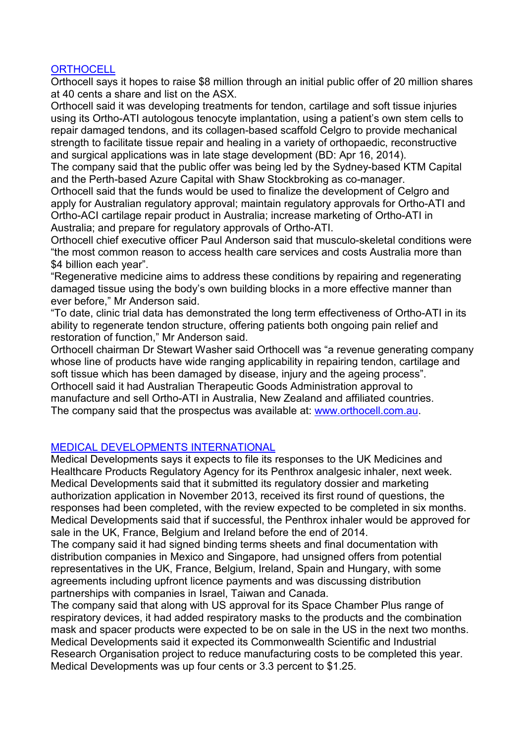## [ORTHOCELL](#)

Orthocell says it hopes to raise $8 million through an initial public offer of 20 million shares at 40 cents a share and list on the ASX.

Orthocell said it was developing treatments for tendon, cartilage and soft tissue injuries using its Ortho-ATI autologous tenocyte implantation, using a patient's own stem cells to repair damaged tendons, and its collagen-based scaffold Celgro to provide mechanical strength to facilitate tissue repair and healing in a variety of orthopaedic, reconstructive and surgical applications was in late stage development (BD: Apr 16, 2014).

The company said that the public offer was being led by the Sydney-based KTM Capital and the Perth-based Azure Capital with Shaw Stockbroking as co-manager.

Orthocell said that the funds would be used to finalize the development of Celgro and apply for Australian regulatory approval; maintain regulatory approvals for Ortho-ATI and Ortho-ACI cartilage repair product in Australia; increase marketing of Ortho-ATI in Australia; and prepare for regulatory approvals of Ortho-ATI.

Orthocell chief executive officer Paul Anderson said that musculo-skeletal conditions were "the most common reason to access health care services and costs Australia more than $4 billion each year".

"Regenerative medicine aims to address these conditions by repairing and regenerating damaged tissue using the body's own building blocks in a more effective manner than ever before," Mr Anderson said.

"To date, clinic trial data has demonstrated the long term effectiveness of Ortho-ATI in its ability to regenerate tendon structure, offering patients both ongoing pain relief and restoration of function," Mr Anderson said.

Orthocell chairman Dr Stewart Washer said Orthocell was "a revenue generating company whose line of products have wide ranging applicability in repairing tendon, cartilage and soft tissue which has been damaged by disease, injury and the ageing process".

Orthocell said it had Australian Therapeutic Goods Administration approval to manufacture and sell Ortho-ATI in Australia, New Zealand and affiliated countries.

The company said that the prospectus was available at: [www.orthocell.com.au](www.orthocell.com.au).

## [MEDICAL DEVELOPMENTS INTERNATIONAL](#)

Medical Developments says it expects to file its responses to the UK Medicines and Healthcare Products Regulatory Agency for its Penthrox analgesic inhaler, next week.

Medical Developments said that it submitted its regulatory dossier and marketing authorization application in November 2013, received its first round of questions, the responses had been completed, with the review expected to be completed in six months.

Medical Developments said that if successful, the Penthrox inhaler would be approved for sale in the UK, France, Belgium and Ireland before the end of 2014.

The company said it had signed binding terms sheets and final documentation with distribution companies in Mexico and Singapore, had unsigned offers from potential representatives in the UK, France, Belgium, Ireland, Spain and Hungary, with some agreements including upfront licence payments and was discussing distribution partnerships with companies in Israel, Taiwan and Canada.

The company said that along with US approval for its Space Chamber Plus range of respiratory devices, it had added respiratory masks to the products and the combination mask and spacer products were expected to be on sale in the US in the next two months.

Medical Developments said it expected its Commonwealth Scientific and Industrial Research Organisation project to reduce manufacturing costs to be completed this year.

Medical Developments was up four cents or 3.3 percent to $1.25.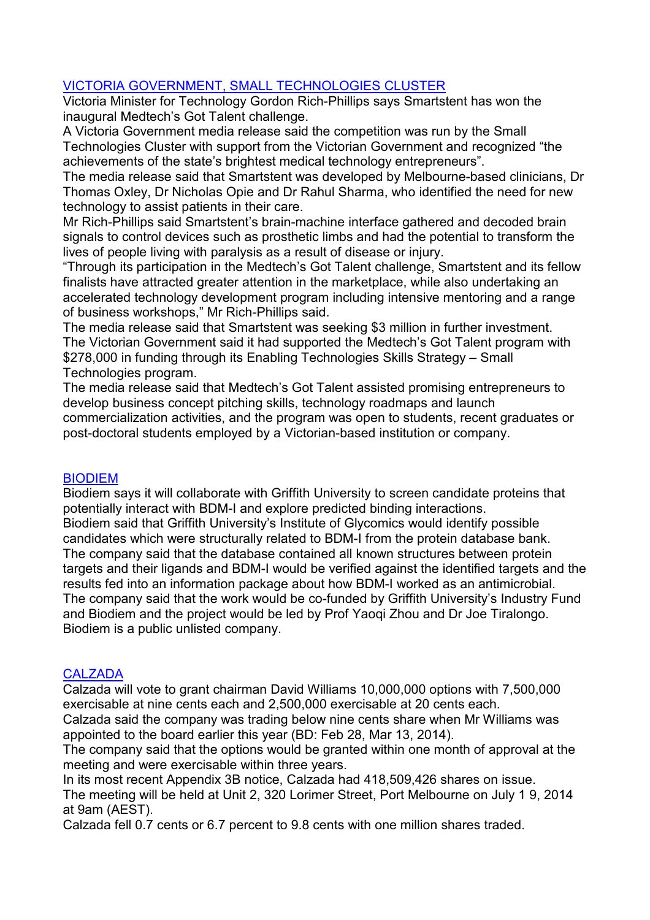## VICTORIA GOVERNMENT, SMALL TECHNOLOGIES CLUSTER

Victoria Minister for Technology Gordon Rich-Phillips says Smartstent has won the inaugural Medtech's Got Talent challenge.

A Victoria Government media release said the competition was run by the Small Technologies Cluster with support from the Victorian Government and recognized "the achievements of the state's brightest medical technology entrepreneurs".

The media release said that Smartstent was developed by Melbourne-based clinicians, Dr Thomas Oxley, Dr Nicholas Opie and Dr Rahul Sharma, who identified the need for new technology to assist patients in their care.

Mr Rich-Phillips said Smartstent's brain-machine interface gathered and decoded brain signals to control devices such as prosthetic limbs and had the potential to transform the lives of people living with paralysis as a result of disease or injury.

"Through its participation in the Medtech's Got Talent challenge, Smartstent and its fellow finalists have attracted greater attention in the marketplace, while also undertaking an accelerated technology development program including intensive mentoring and a range of business workshops," Mr Rich-Phillips said.

The media release said that Smartstent was seeking $3 million in further investment.

The Victorian Government said it had supported the Medtech's Got Talent program with $278,000 in funding through its Enabling Technologies Skills Strategy – Small Technologies program.

The media release said that Medtech's Got Talent assisted promising entrepreneurs to develop business concept pitching skills, technology roadmaps and launch commercialization activities, and the program was open to students, recent graduates or post-doctoral students employed by a Victorian-based institution or company.

## BIODIEM

Biodiem says it will collaborate with Griffith University to screen candidate proteins that potentially interact with BDM-I and explore predicted binding interactions.

Biodiem said that Griffith University's Institute of Glycomics would identify possible candidates which were structurally related to BDM-I from the protein database bank.

The company said that the database contained all known structures between protein targets and their ligands and BDM-I would be verified against the identified targets and the results fed into an information package about how BDM-I worked as an antimicrobial.

The company said that the work would be co-funded by Griffith University's Industry Fund and Biodiem and the project would be led by Prof Yaoqi Zhou and Dr Joe Tiralongo.

Biodiem is a public unlisted company.

## CALZADA

Calzada will vote to grant chairman David Williams 10,000,000 options with 7,500,000 exercisable at nine cents each and 2,500,000 exercisable at 20 cents each.

Calzada said the company was trading below nine cents share when Mr Williams was appointed to the board earlier this year (BD: Feb 28, Mar 13, 2014).

The company said that the options would be granted within one month of approval at the meeting and were exercisable within three years.

In its most recent Appendix 3B notice, Calzada had 418,509,426 shares on issue.

The meeting will be held at Unit 2, 320 Lorimer Street, Port Melbourne on July 1 9, 2014 at 9am (AEST).

Calzada fell 0.7 cents or 6.7 percent to 9.8 cents with one million shares traded.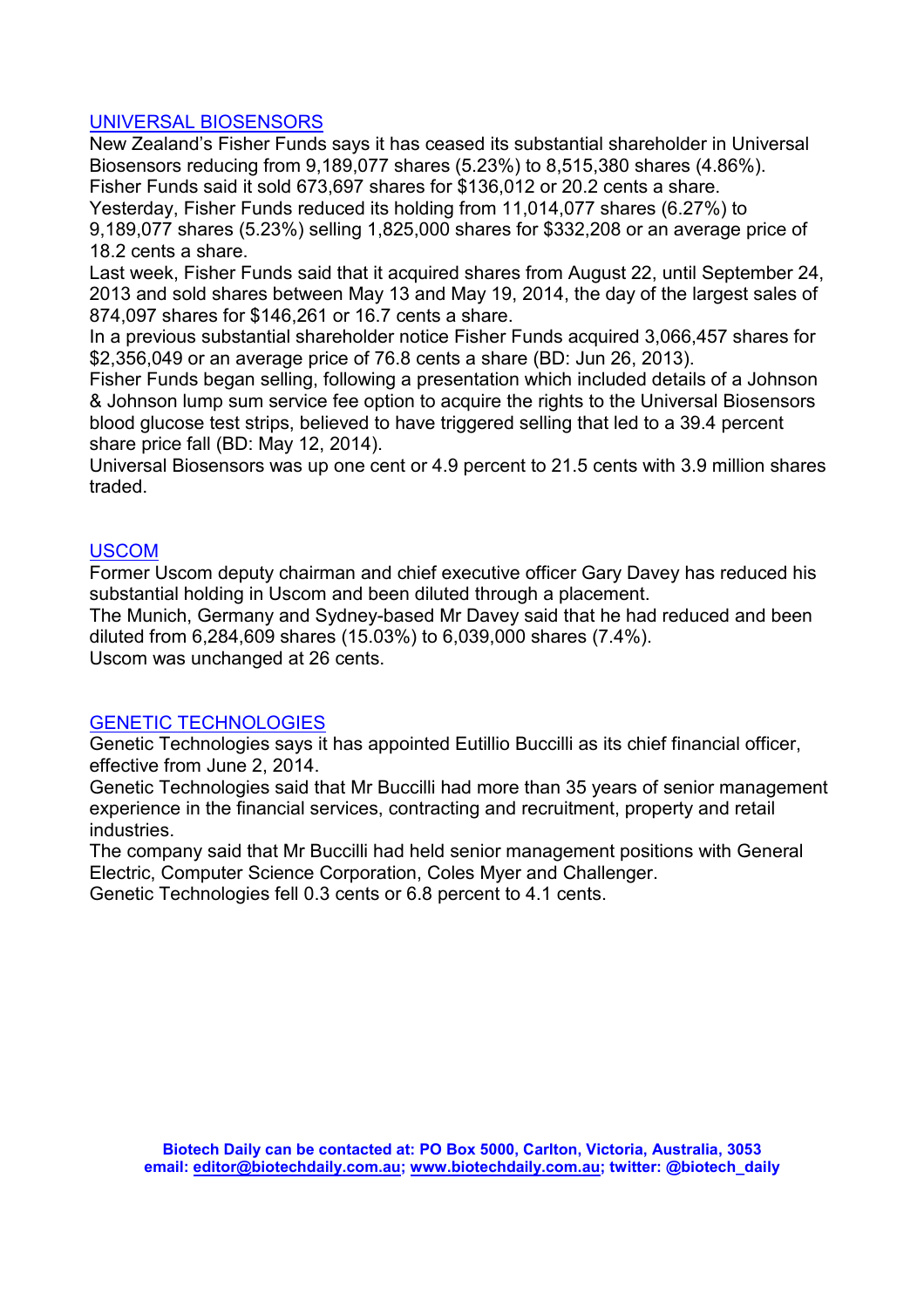## UNIVERSAL BIOSENSORS

New Zealand's Fisher Funds says it has ceased its substantial shareholder in Universal Biosensors reducing from 9,189,077 shares (5.23%) to 8,515,380 shares (4.86%).

Fisher Funds said it sold 673,697 shares for $136,012 or 20.2 cents a share.

Yesterday, Fisher Funds reduced its holding from 11,014,077 shares (6.27%) to 9,189,077 shares (5.23%) selling 1,825,000 shares for $332,208 or an average price of 18.2 cents a share.

Last week, Fisher Funds said that it acquired shares from August 22, until September 24, 2013 and sold shares between May 13 and May 19, 2014, the day of the largest sales of 874,097 shares for $146,261 or 16.7 cents a share.

In a previous substantial shareholder notice Fisher Funds acquired 3,066,457 shares for $2,356,049 or an average price of 76.8 cents a share (BD: Jun 26, 2013).

Fisher Funds began selling, following a presentation which included details of a Johnson & Johnson lump sum service fee option to acquire the rights to the Universal Biosensors blood glucose test strips, believed to have triggered selling that led to a 39.4 percent share price fall (BD: May 12, 2014).

Universal Biosensors was up one cent or 4.9 percent to 21.5 cents with 3.9 million shares traded.

## USCOM

Former Uscom deputy chairman and chief executive officer Gary Davey has reduced his substantial holding in Uscom and been diluted through a placement.

The Munich, Germany and Sydney-based Mr Davey said that he had reduced and been diluted from 6,284,609 shares (15.03%) to 6,039,000 shares (7.4%).

Uscom was unchanged at 26 cents.

## GENETIC TECHNOLOGIES

Genetic Technologies says it has appointed Eutillio Buccilli as its chief financial officer, effective from June 2, 2014.

Genetic Technologies said that Mr Buccilli had more than 35 years of senior management experience in the financial services, contracting and recruitment, property and retail industries.

The company said that Mr Buccilli had held senior management positions with General Electric, Computer Science Corporation, Coles Myer and Challenger.

Genetic Technologies fell 0.3 cents or 6.8 percent to 4.1 cents.

**Biotech Daily can be contacted at: PO Box 5000, Carlton, Victoria, Australia, 3053**
**email: editor@biotechdaily.com.au; www.biotechdaily.com.au; twitter: @biotech_daily**